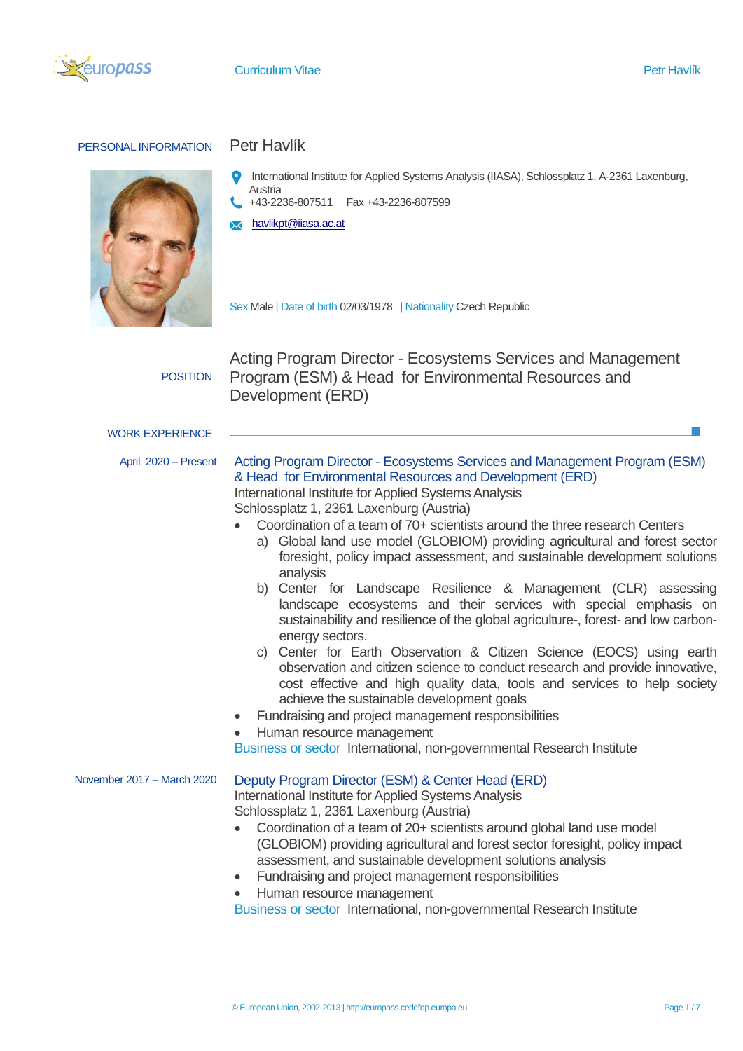## PERSONAL INFORMATION

# Petr Havlík

International Institute for Applied Systems Analysis (IIASA), Schlossplatz 1, A-2361 Laxenburg, Austria

+43-2236-807511 Fax +43-2236-807599

havlikpt@iiasa.ac.at

Sex Male | Date of birth 02/03/1978 | Nationality Czech Republic

## POSITION

Acting Program Director - Ecosystems Services and Management Program (ESM) & Head for Environmental Resources and Development (ERD)

## WORK EXPERIENCE

**April 2020 – Present**

**Acting Program Director - Ecosystems Services and Management Program (ESM) & Head for Environmental Resources and Development (ERD)**

International Institute for Applied Systems Analysis

Schlossplatz 1, 2361 Laxenburg (Austria)

- Coordination of a team of 70+ scientists around the three research Centers
  - a) Global land use model (GLOBIOM) providing agricultural and forest sector foresight, policy impact assessment, and sustainable development solutions analysis
  - b) Center for Landscape Resilience & Management (CLR) assessing landscape ecosystems and their services with special emphasis on sustainability and resilience of the global agriculture-, forest- and low carbon-energy sectors.
  - c) Center for Earth Observation & Citizen Science (EOCS) using earth observation and citizen science to conduct research and provide innovative, cost effective and high quality data, tools and services to help society achieve the sustainable development goals
- Fundraising and project management responsibilities
- Human resource management

Business or sector International, non-governmental Research Institute

**November 2017 – March 2020**

**Deputy Program Director (ESM) & Center Head (ERD)**

International Institute for Applied Systems Analysis

Schlossplatz 1, 2361 Laxenburg (Austria)

- Coordination of a team of 20+ scientists around global land use model (GLOBIOM) providing agricultural and forest sector foresight, policy impact assessment, and sustainable development solutions analysis
- Fundraising and project management responsibilities
- Human resource management

Business or sector International, non-governmental Research Institute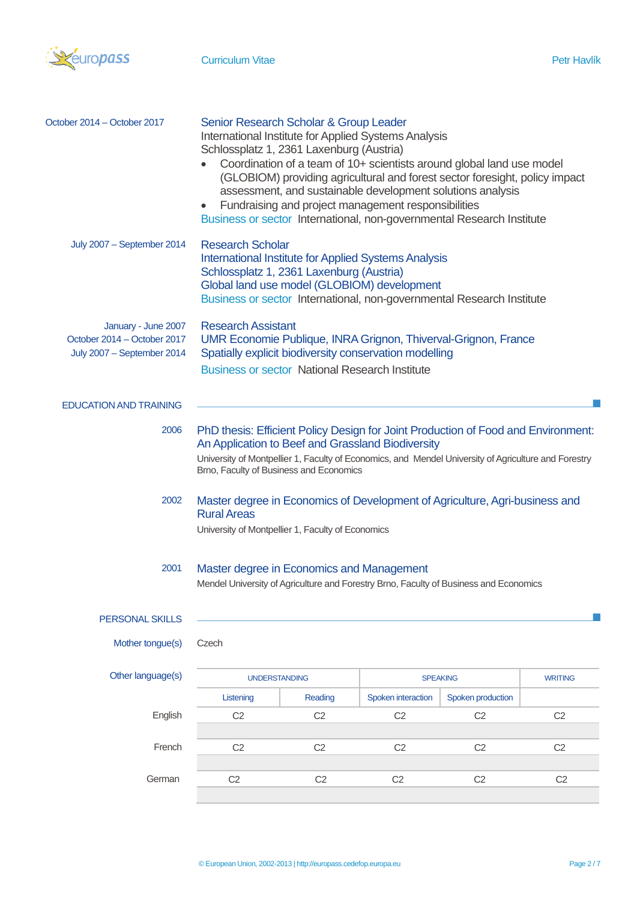**October 2014 – October 2017**

### Senior Research Scholar & Group Leader

International Institute for Applied Systems Analysis
Schlossplatz 1, 2361 Laxenburg (Austria)

- Coordination of a team of 10+ scientists around global land use model (GLOBIOM) providing agricultural and forest sector foresight, policy impact assessment, and sustainable development solutions analysis
- Fundraising and project management responsibilities

Business or sector International, non-governmental Research Institute

**July 2007 – September 2014**

### Research Scholar

International Institute for Applied Systems Analysis
Schlossplatz 1, 2361 Laxenburg (Austria)
Global land use model (GLOBIOM) development

Business or sector International, non-governmental Research Institute

**January - June 2007**
**October 2014 – October 2017**
**July 2007 – September 2014**

### Research Assistant

UMR Economie Publique, INRA Grignon, Thiverval-Grignon, France
Spatially explicit biodiversity conservation modelling

Business or sector National Research Institute

## EDUCATION AND TRAINING

**2006**

### PhD thesis: Efficient Policy Design for Joint Production of Food and Environment: An Application to Beef and Grassland Biodiversity

University of Montpellier 1, Faculty of Economics, and Mendel University of Agriculture and Forestry Brno, Faculty of Business and Economics

**2002**

### Master degree in Economics of Development of Agriculture, Agri-business and Rural Areas

University of Montpellier 1, Faculty of Economics

**2001**

### Master degree in Economics and Management

Mendel University of Agriculture and Forestry Brno, Faculty of Business and Economics

## PERSONAL SKILLS

**Mother tongue(s)** Czech

**Other language(s)**

| | UNDERSTANDING | | SPEAKING | | WRITING |
|---|---|---|---|---|---|
| | Listening | Reading | Spoken interaction | Spoken production | |
| English | C2 | C2 | C2 | C2 | C2 |
| French | C2 | C2 | C2 | C2 | C2 |
| German | C2 | C2 | C2 | C2 | C2 |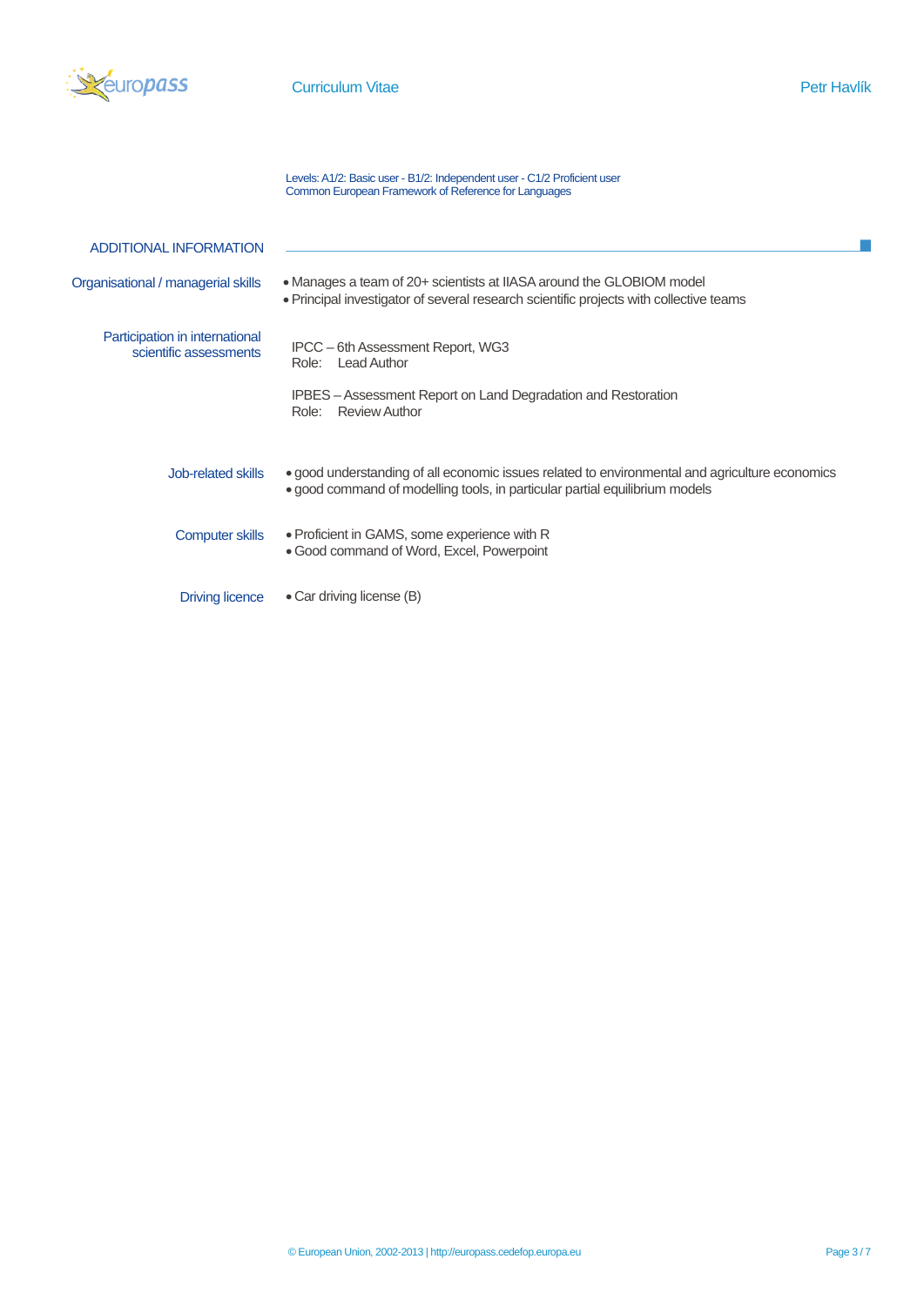Levels: A1/2: Basic user - B1/2: Independent user - C1/2 Proficient user
Common European Framework of Reference for Languages

## ADDITIONAL INFORMATION

**Organisational / managerial skills**

- Manages a team of 20+ scientists at IIASA around the GLOBIOM model
- Principal investigator of several research scientific projects with collective teams

**Participation in international scientific assessments**

IPCC – 6th Assessment Report, WG3
Role: Lead Author

IPBES – Assessment Report on Land Degradation and Restoration
Role: Review Author

**Job-related skills**

- good understanding of all economic issues related to environmental and agriculture economics
- good command of modelling tools, in particular partial equilibrium models

**Computer skills**

- Proficient in GAMS, some experience with R
- Good command of Word, Excel, Powerpoint

**Driving licence**

- Car driving license (B)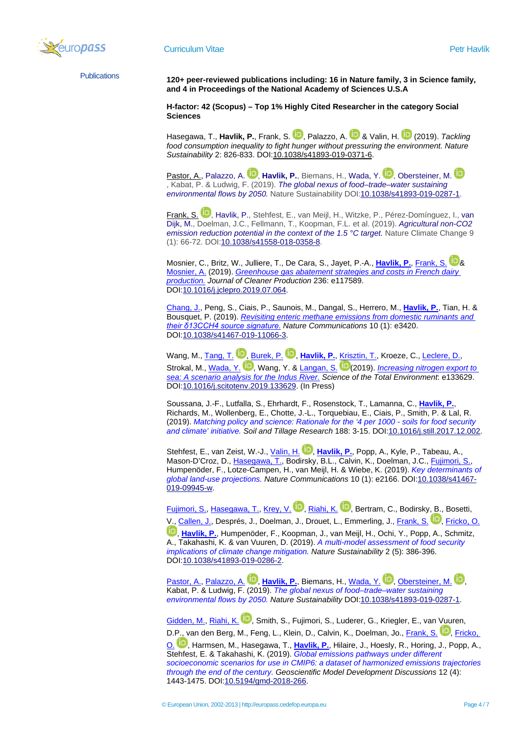Publications

**120+ peer-reviewed publications including: 16 in Nature family, 3 in Science family, and 4 in Proceedings of the National Academy of Sciences U.S.A**

**H-factor: 42 (Scopus) – Top 1% Highly Cited Researcher in the category Social Sciences**

Hasegawa, T., **Havlik, P.**, Frank, S., Palazzo, A. & Valin, H. (2019). *Tackling food consumption inequality to fight hunger without pressuring the environment. Nature Sustainability* 2: 826-833. DOI:10.1038/s41893-019-0371-6.

Pastor, A., Palazzo, A., **Havlik, P.**, Biemans, H., Wada, Y., Obersteiner, M., Kabat, P. & Ludwig, F. (2019). *The global nexus of food–trade–water sustaining environmental flows by 2050.* Nature Sustainability DOI:10.1038/s41893-019-0287-1.

Frank, S., Havlik, P., Stehfest, E., van Meijl, H., Witzke, P., Pérez-Domínguez, I., van Dijk, M., Doelman, J.C., Fellmann, T., Koopman, F.L. et al. (2019). *Agricultural non-CO2 emission reduction potential in the context of the 1.5 °C target.* Nature Climate Change 9 (1): 66-72. DOI:10.1038/s41558-018-0358-8.

Mosnier, C., Britz, W., Julliere, T., De Cara, S., Jayet, P.-A., **Havlik, P.**, Frank, S. & Mosnier, A. (2019). *Greenhouse gas abatement strategies and costs in French dairy production.* *Journal of Cleaner Production* 236: e117589. DOI:10.1016/j.jclepro.2019.07.064.

Chang, J., Peng, S., Ciais, P., Saunois, M., Dangal, S., Herrero, M., **Havlik, P.**, Tian, H. & Bousquet, P. (2019). *Revisiting enteric methane emissions from domestic ruminants and their δ13CCH4 source signature.* *Nature Communications* 10 (1): e3420. DOI:10.1038/s41467-019-11066-3.

Wang, M., Tang, T., Burek, P., **Havlik, P.**, Krisztin, T., Kroeze, C., Leclere, D., Strokal, M., Wada, Y., Wang, Y. & Langan, S. (2019). *Increasing nitrogen export to sea: A scenario analysis for the Indus River.* *Science of the Total Environment*: e133629. DOI:10.1016/j.scitotenv.2019.133629. (In Press)

Soussana, J.-F., Lutfalla, S., Ehrhardt, F., Rosenstock, T., Lamanna, C., **Havlik, P.**, Richards, M., Wollenberg, E., Chotte, J.-L., Torquebiau, E., Ciais, P., Smith, P. & Lal, R. (2019). *Matching policy and science: Rationale for the '4 per 1000 - soils for food security and climate' initiative.* *Soil and Tillage Research* 188: 3-15. DOI:10.1016/j.still.2017.12.002.

Stehfest, E., van Zeist, W.-J., Valin, H., **Havlik, P.**, Popp, A., Kyle, P., Tabeau, A., Mason-D'Croz, D., Hasegawa, T., Bodirsky, B.L., Calvin, K., Doelman, J.C., Fujimori, S., Humpenöder, F., Lotze-Campen, H., van Meijl, H. & Wiebe, K. (2019). *Key determinants of global land-use projections.* *Nature Communications* 10 (1): e2166. DOI:10.1038/s41467-019-09945-w.

Fujimori, S., Hasegawa, T., Krey, V., Riahi, K., Bertram, C., Bodirsky, B., Bosetti, V., Callen, J., Després, J., Doelman, J., Drouet, L., Emmerling, J., Frank, S., Fricko, O., **Havlik, P.**, Humpenöder, F., Koopman, J., van Meijl, H., Ochi, Y., Popp, A., Schmitz, A., Takahashi, K. & van Vuuren, D. (2019). *A multi-model assessment of food security implications of climate change mitigation.* *Nature Sustainability* 2 (5): 386-396. DOI:10.1038/s41893-019-0286-2.

Pastor, A., Palazzo, A., **Havlik, P.**, Biemans, H., Wada, Y., Obersteiner, M., Kabat, P. & Ludwig, F. (2019). *The global nexus of food–trade–water sustaining environmental flows by 2050.* *Nature Sustainability* DOI:10.1038/s41893-019-0287-1.

Gidden, M., Riahi, K., Smith, S., Fujimori, S., Luderer, G., Kriegler, E., van Vuuren, D.P., van den Berg, M., Feng, L., Klein, D., Calvin, K., Doelman, Jo., Frank, S., Fricko, O., Harmsen, M., Hasegawa, T., **Havlik, P.**, Hilaire, J., Hoesly, R., Horing, J., Popp, A., Stehfest, E. & Takahashi, K. (2019). *Global emissions pathways under different socioeconomic scenarios for use in CMIP6: a dataset of harmonized emissions trajectories through the end of the century.* *Geoscientific Model Development Discussions* 12 (4): 1443-1475. DOI:10.5194/gmd-2018-266.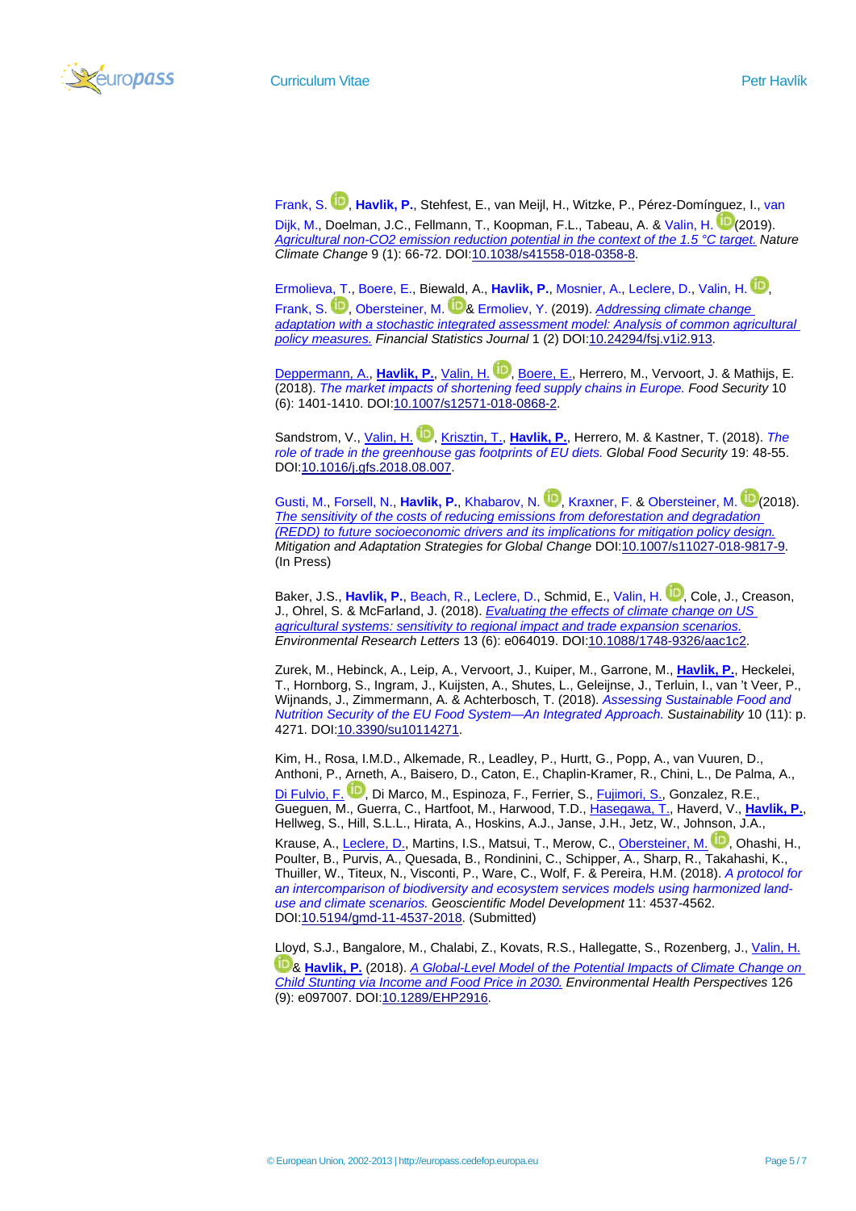Frank, S., **Havlik, P.**, Stehfest, E., van Meijl, H., Witzke, P., Pérez-Domínguez, I., van Dijk, M., Doelman, J.C., Fellmann, T., Koopman, F.L., Tabeau, A. & Valin, H. (2019). *Agricultural non-CO2 emission reduction potential in the context of the 1.5 °C target. Nature Climate Change* 9 (1): 66-72. DOI:10.1038/s41558-018-0358-8.

Ermolieva, T., Boere, E., Biewald, A., **Havlik, P.**, Mosnier, A., Leclere, D., Valin, H., Frank, S., Obersteiner, M. & Ermoliev, Y. (2019). *Addressing climate change adaptation with a stochastic integrated assessment model: Analysis of common agricultural policy measures. Financial Statistics Journal* 1 (2) DOI:10.24294/fsj.v1i2.913.

Deppermann, A., **Havlik, P.**, Valin, H., Boere, E., Herrero, M., Vervoort, J. & Mathijs, E. (2018). *The market impacts of shortening feed supply chains in Europe. Food Security* 10 (6): 1401-1410. DOI:10.1007/s12571-018-0868-2.

Sandstrom, V., Valin, H., Krisztin, T., **Havlik, P.**, Herrero, M. & Kastner, T. (2018). *The role of trade in the greenhouse gas footprints of EU diets. Global Food Security* 19: 48-55. DOI:10.1016/j.gfs.2018.08.007.

Gusti, M., Forsell, N., **Havlik, P.**, Khabarov, N., Kraxner, F. & Obersteiner, M. (2018). *The sensitivity of the costs of reducing emissions from deforestation and degradation (REDD) to future socioeconomic drivers and its implications for mitigation policy design. Mitigation and Adaptation Strategies for Global Change* DOI:10.1007/s11027-018-9817-9. (In Press)

Baker, J.S., **Havlik, P.**, Beach, R., Leclere, D., Schmid, E., Valin, H., Cole, J., Creason, J., Ohrel, S. & McFarland, J. (2018). *Evaluating the effects of climate change on US agricultural systems: sensitivity to regional impact and trade expansion scenarios. Environmental Research Letters* 13 (6): e064019. DOI:10.1088/1748-9326/aac1c2.

Zurek, M., Hebinck, A., Leip, A., Vervoort, J., Kuiper, M., Garrone, M., **Havlik, P.**, Heckelei, T., Hornborg, S., Ingram, J., Kuijsten, A., Shutes, L., Geleijnse, J., Terluin, I., van 't Veer, P., Wijnands, J., Zimmermann, A. & Achterbosch, T. (2018). *Assessing Sustainable Food and Nutrition Security of the EU Food System—An Integrated Approach. Sustainability* 10 (11): p. 4271. DOI:10.3390/su10114271.

Kim, H., Rosa, I.M.D., Alkemade, R., Leadley, P., Hurtt, G., Popp, A., van Vuuren, D., Anthoni, P., Arneth, A., Baisero, D., Caton, E., Chaplin-Kramer, R., Chini, L., De Palma, A., Di Fulvio, F., Di Marco, M., Espinoza, F., Ferrier, S., Fujimori, S., Gonzalez, R.E., Gueguen, M., Guerra, C., Hartfoot, M., Harwood, T.D., Hasegawa, T., Haverd, V., **Havlik, P.**, Hellweg, S., Hill, S.L.L., Hirata, A., Hoskins, A.J., Janse, J.H., Jetz, W., Johnson, J.A., Krause, A., Leclere, D., Martins, I.S., Matsui, T., Merow, C., Obersteiner, M., Ohashi, H., Poulter, B., Purvis, A., Quesada, B., Rondinini, C., Schipper, A., Sharp, R., Takahashi, K., Thuiller, W., Titeux, N., Visconti, P., Ware, C., Wolf, F. & Pereira, H.M. (2018). *A protocol for an intercomparison of biodiversity and ecosystem services models using harmonized land-use and climate scenarios. Geoscientific Model Development* 11: 4537-4562. DOI:10.5194/gmd-11-4537-2018. (Submitted)

Lloyd, S.J., Bangalore, M., Chalabi, Z., Kovats, R.S., Hallegatte, S., Rozenberg, J., Valin, H. & **Havlik, P.** (2018). *A Global-Level Model of the Potential Impacts of Climate Change on Child Stunting via Income and Food Price in 2030. Environmental Health Perspectives* 126 (9): e097007. DOI:10.1289/EHP2916.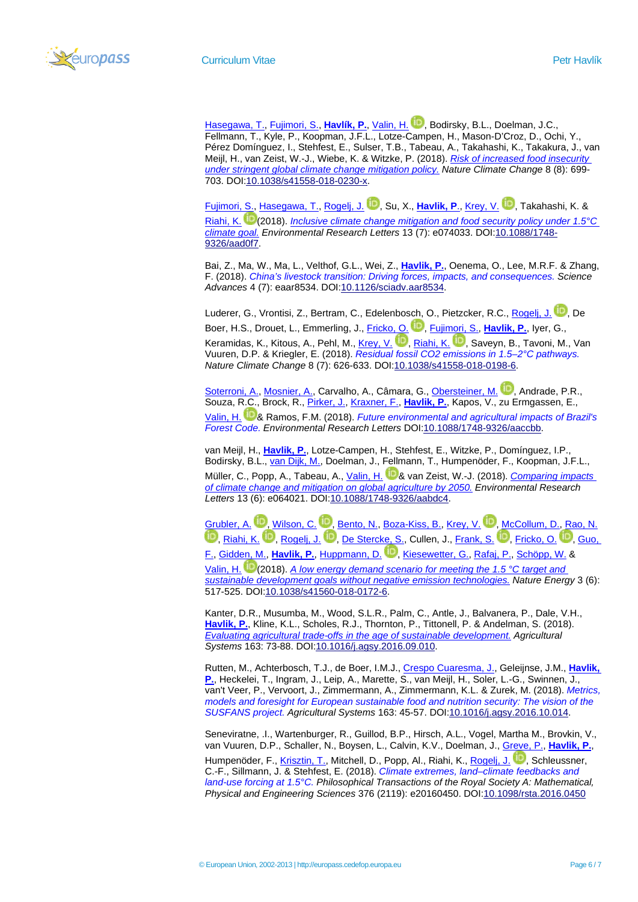Hasegawa, T., Fujimori, S., **Havlík, P.**, Valin, H., Bodirsky, B.L., Doelman, J.C., Fellmann, T., Kyle, P., Koopman, J.F.L., Lotze-Campen, H., Mason-D'Croz, D., Ochi, Y., Pérez Domínguez, I., Stehfest, E., Sulser, T.B., Tabeau, A., Takahashi, K., Takakura, J., van Meijl, H., van Zeist, W.-J., Wiebe, K. & Witzke, P. (2018). *Risk of increased food insecurity under stringent global climate change mitigation policy.* *Nature Climate Change* 8 (8): 699-703. DOI:10.1038/s41558-018-0230-x.

Fujimori, S., Hasegawa, T., Rogelj, J., Su, X., **Havlik, P.**, Krey, V., Takahashi, K. & Riahi, K. (2018). *Inclusive climate change mitigation and food security policy under 1.5°C climate goal.* *Environmental Research Letters* 13 (7): e074033. DOI:10.1088/1748-9326/aad0f7.

Bai, Z., Ma, W., Ma, L., Velthof, G.L., Wei, Z., **Havlik, P.**, Oenema, O., Lee, M.R.F. & Zhang, F. (2018). *China's livestock transition: Driving forces, impacts, and consequences.* *Science Advances* 4 (7): eaar8534. DOI:10.1126/sciadv.aar8534.

Luderer, G., Vrontisi, Z., Bertram, C., Edelenbosch, O., Pietzcker, R.C., Rogelj, J., De Boer, H.S., Drouet, L., Emmerling, J., Fricko, O., Fujimori, S., **Havlik, P.**, Iyer, G., Keramidas, K., Kitous, A., Pehl, M., Krey, V., Riahi, K., Saveyn, B., Tavoni, M., Van Vuuren, D.P. & Kriegler, E. (2018). *Residual fossil CO2 emissions in 1.5–2°C pathways.* *Nature Climate Change* 8 (7): 626-633. DOI:10.1038/s41558-018-0198-6.

Soterroni, A., Mosnier, A., Carvalho, A., Câmara, G., Obersteiner, M., Andrade, P.R., Souza, R.C., Brock, R., Pirker, J., Kraxner, F., **Havlik, P.**, Kapos, V., zu Ermgassen, E., Valin, H. & Ramos, F.M. (2018). *Future environmental and agricultural impacts of Brazil's Forest Code.* *Environmental Research Letters* DOI:10.1088/1748-9326/aaccbb.

van Meijl, H., **Havlik, P.**, Lotze-Campen, H., Stehfest, E., Witzke, P., Domínguez, I.P., Bodirsky, B.L., van Dijk, M., Doelman, J., Fellmann, T., Humpenöder, F., Koopman, J.F.L., Müller, C., Popp, A., Tabeau, A., Valin, H. & van Zeist, W.-J. (2018). *Comparing impacts of climate change and mitigation on global agriculture by 2050.* *Environmental Research Letters* 13 (6): e064021. DOI:10.1088/1748-9326/aabdc4.

Grubler, A., Wilson, C., Bento, N., Boza-Kiss, B., Krey, V., McCollum, D., Rao, N., Riahi, K., Rogelj, J., De Stercke, S., Cullen, J., Frank, S., Fricko, O., Guo, F., Gidden, M., **Havlik, P.**, Huppmann, D., Kiesewetter, G., Rafaj, P., Schöpp, W. & Valin, H. (2018). *A low energy demand scenario for meeting the 1.5 °C target and sustainable development goals without negative emission technologies.* *Nature Energy* 3 (6): 517-525. DOI:10.1038/s41560-018-0172-6.

Kanter, D.R., Musumba, M., Wood, S.L.R., Palm, C., Antle, J., Balvanera, P., Dale, V.H., **Havlik, P.**, Kline, K.L., Scholes, R.J., Thornton, P., Tittonell, P. & Andelman, S. (2018). *Evaluating agricultural trade-offs in the age of sustainable development.* *Agricultural Systems* 163: 73-88. DOI:10.1016/j.agsy.2016.09.010.

Rutten, M., Achterbosch, T.J., de Boer, I.M.J., Crespo Cuaresma, J., Geleijnse, J.M., **Havlik, P.**, Heckelei, T., Ingram, J., Leip, A., Marette, S., van Meijl, H., Soler, L.-G., Swinnen, J., van't Veer, P., Vervoort, J., Zimmermann, A., Zimmermann, K.L. & Zurek, M. (2018). *Metrics, models and foresight for European sustainable food and nutrition security: The vision of the SUSFANS project.* *Agricultural Systems* 163: 45-57. DOI:10.1016/j.agsy.2016.10.014.

Seneviratne, .I., Wartenburger, R., Guillod, B.P., Hirsch, A.L., Vogel, Martha M., Brovkin, V., van Vuuren, D.P., Schaller, N., Boysen, L., Calvin, K.V., Doelman, J., Greve, P., **Havlik, P.**, Humpenöder, F., Krisztin, T., Mitchell, D., Popp, Al., Riahi, K., Rogelj, J., Schleussner, C.-F., Sillmann, J. & Stehfest, E. (2018). *Climate extremes, land–climate feedbacks and land-use forcing at 1.5°C.* *Philosophical Transactions of the Royal Society A: Mathematical, Physical and Engineering Sciences* 376 (2119): e20160450. DOI:10.1098/rsta.2016.0450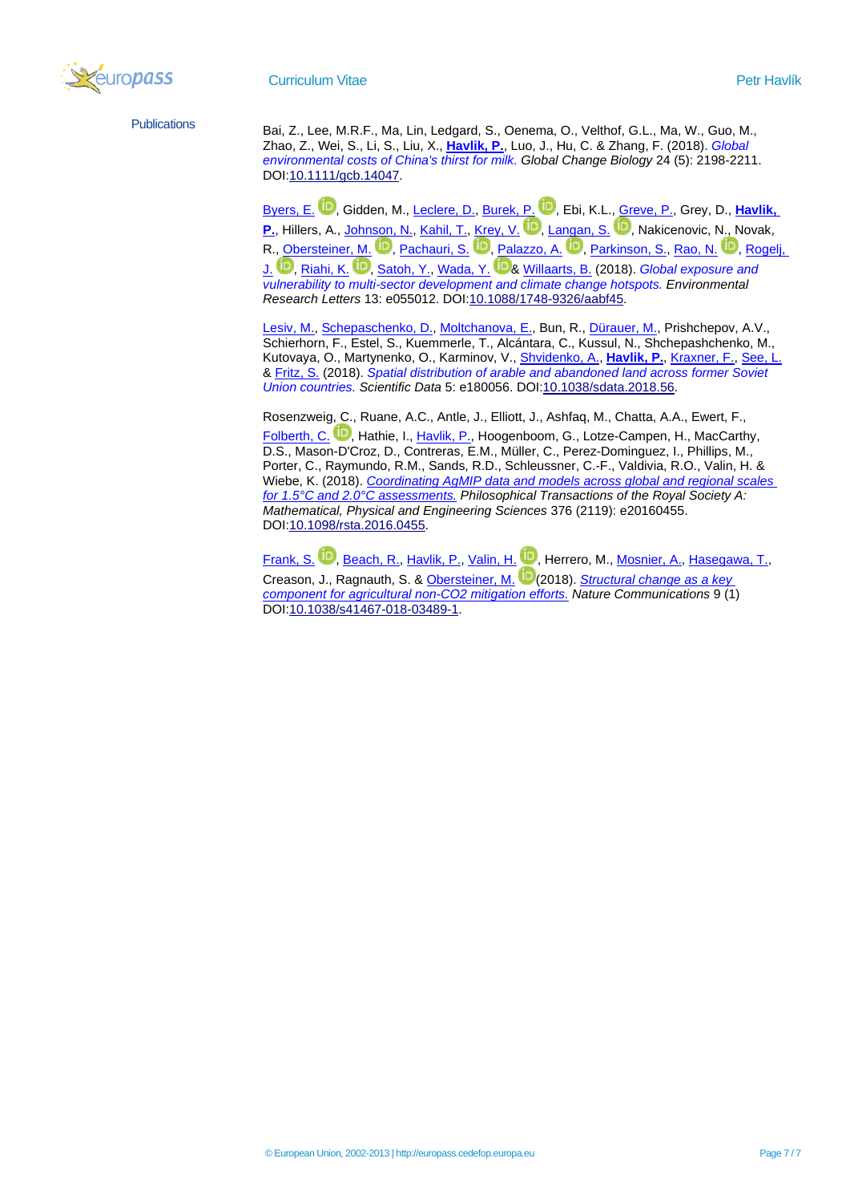Publications

Bai, Z., Lee, M.R.F., Ma, Lin, Ledgard, S., Oenema, O., Velthof, G.L., Ma, W., Guo, M., Zhao, Z., Wei, S., Li, S., Liu, X., **Havlik, P.**, Luo, J., Hu, C. & Zhang, F. (2018). *Global environmental costs of China's thirst for milk.* *Global Change Biology* 24 (5): 2198-2211. DOI:10.1111/gcb.14047.

Byers, E., Gidden, M., Leclere, D., Burek, P., Ebi, K.L., Greve, P., Grey, D., **Havlik, P.**, Hillers, A., Johnson, N., Kahil, T., Krey, V., Langan, S., Nakicenovic, N., Novak, R., Obersteiner, M., Pachauri, S., Palazzo, A., Parkinson, S., Rao, N., Rogelj, J., Riahi, K., Satoh, Y., Wada, Y. & Willaarts, B. (2018). *Global exposure and vulnerability to multi-sector development and climate change hotspots.* *Environmental Research Letters* 13: e055012. DOI:10.1088/1748-9326/aabf45.

Lesiv, M., Schepaschenko, D., Moltchanova, E., Bun, R., Dürauer, M., Prishchepov, A.V., Schierhorn, F., Estel, S., Kuemmerle, T., Alcántara, C., Kussul, N., Shchepashchenko, M., Kutovaya, O., Martynenko, O., Karminov, V., Shvidenko, A., **Havlik, P.**, Kraxner, F., See, L. & Fritz, S. (2018). *Spatial distribution of arable and abandoned land across former Soviet Union countries.* *Scientific Data* 5: e180056. DOI:10.1038/sdata.2018.56.

Rosenzweig, C., Ruane, A.C., Antle, J., Elliott, J., Ashfaq, M., Chatta, A.A., Ewert, F., Folberth, C., Hathie, I., Havlik, P., Hoogenboom, G., Lotze-Campen, H., MacCarthy, D.S., Mason-D'Croz, D., Contreras, E.M., Müller, C., Perez-Dominguez, I., Phillips, M., Porter, C., Raymundo, R.M., Sands, R.D., Schleussner, C.-F., Valdivia, R.O., Valin, H. & Wiebe, K. (2018). *Coordinating AgMIP data and models across global and regional scales for 1.5°C and 2.0°C assessments.* *Philosophical Transactions of the Royal Society A: Mathematical, Physical and Engineering Sciences* 376 (2119): e20160455. DOI:10.1098/rsta.2016.0455.

Frank, S., Beach, R., Havlik, P., Valin, H., Herrero, M., Mosnier, A., Hasegawa, T., Creason, J., Ragnauth, S. & Obersteiner, M. (2018). *Structural change as a key component for agricultural non-CO2 mitigation efforts.* *Nature Communications* 9 (1) DOI:10.1038/s41467-018-03489-1.